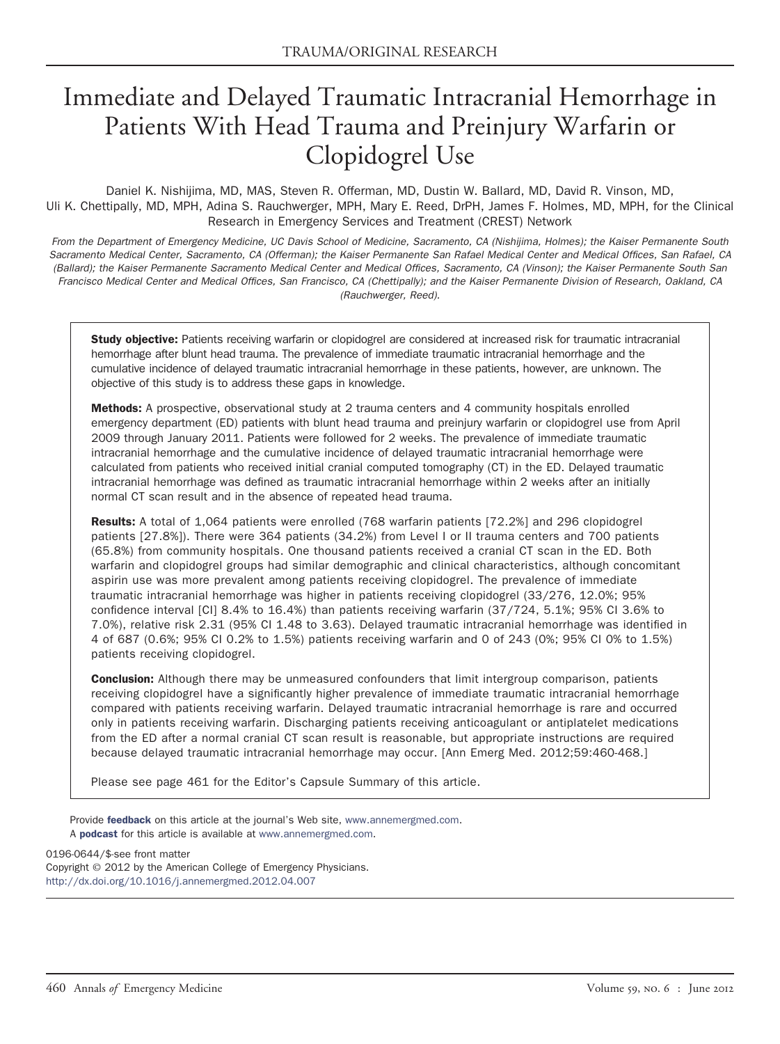TRAUMA/ORIGINAL RESEARCH

# Immediate and Delayed Traumatic Intracranial Hemorrhage in Patients With Head Trauma and Preinjury Warfarin or Clopidogrel Use

Daniel K. Nishijima, MD, MAS, Steven R. Offerman, MD, Dustin W. Ballard, MD, David R. Vinson, MD, Uli K. Chettipally, MD, MPH, Adina S. Rauchwerger, MPH, Mary E. Reed, DrPH, James F. Holmes, MD, MPH, for the Clinical Research in Emergency Services and Treatment (CREST) Network

*From the Department of Emergency Medicine, UC Davis School of Medicine, Sacramento, CA (Nishijima, Holmes); the Kaiser Permanente South Sacramento Medical Center, Sacramento, CA (Offerman); the Kaiser Permanente San Rafael Medical Center and Medical Offices, San Rafael, CA (Ballard); the Kaiser Permanente Sacramento Medical Center and Medical Offices, Sacramento, CA (Vinson); the Kaiser Permanente South San Francisco Medical Center and Medical Offices, San Francisco, CA (Chettipally); and the Kaiser Permanente Division of Research, Oakland, CA (Rauchwerger, Reed).*

**Study objective:** Patients receiving warfarin or clopidogrel are considered at increased risk for traumatic intracranial hemorrhage after blunt head trauma. The prevalence of immediate traumatic intracranial hemorrhage and the cumulative incidence of delayed traumatic intracranial hemorrhage in these patients, however, are unknown. The objective of this study is to address these gaps in knowledge.

**Methods:** A prospective, observational study at 2 trauma centers and 4 community hospitals enrolled emergency department (ED) patients with blunt head trauma and preinjury warfarin or clopidogrel use from April 2009 through January 2011. Patients were followed for 2 weeks. The prevalence of immediate traumatic intracranial hemorrhage and the cumulative incidence of delayed traumatic intracranial hemorrhage were calculated from patients who received initial cranial computed tomography (CT) in the ED. Delayed traumatic intracranial hemorrhage was defined as traumatic intracranial hemorrhage within 2 weeks after an initially normal CT scan result and in the absence of repeated head trauma.

**Results:** A total of 1,064 patients were enrolled (768 warfarin patients [72.2%] and 296 clopidogrel patients [27.8%]). There were 364 patients (34.2%) from Level I or II trauma centers and 700 patients (65.8%) from community hospitals. One thousand patients received a cranial CT scan in the ED. Both warfarin and clopidogrel groups had similar demographic and clinical characteristics, although concomitant aspirin use was more prevalent among patients receiving clopidogrel. The prevalence of immediate traumatic intracranial hemorrhage was higher in patients receiving clopidogrel (33/276, 12.0%; 95% confidence interval [CI] 8.4% to 16.4%) than patients receiving warfarin (37/724, 5.1%; 95% CI 3.6% to 7.0%), relative risk 2.31 (95% CI 1.48 to 3.63). Delayed traumatic intracranial hemorrhage was identified in 4 of 687 (0.6%; 95% CI 0.2% to 1.5%) patients receiving warfarin and 0 of 243 (0%; 95% CI 0% to 1.5%) patients receiving clopidogrel.

**Conclusion:** Although there may be unmeasured confounders that limit intergroup comparison, patients receiving clopidogrel have a significantly higher prevalence of immediate traumatic intracranial hemorrhage compared with patients receiving warfarin. Delayed traumatic intracranial hemorrhage is rare and occurred only in patients receiving warfarin. Discharging patients receiving anticoagulant or antiplatelet medications from the ED after a normal cranial CT scan result is reasonable, but appropriate instructions are required because delayed traumatic intracranial hemorrhage may occur. [Ann Emerg Med. 2012;59:460-468.]

Please see page 461 for the Editor's Capsule Summary of this article.

Provide **feedback** on this article at the journal's Web site, www.annemergmed.com.
A **podcast** for this article is available at www.annemergmed.com.

0196-0644/$-see front matter
Copyright © 2012 by the American College of Emergency Physicians.
http://dx.doi.org/10.1016/j.annemergmed.2012.04.007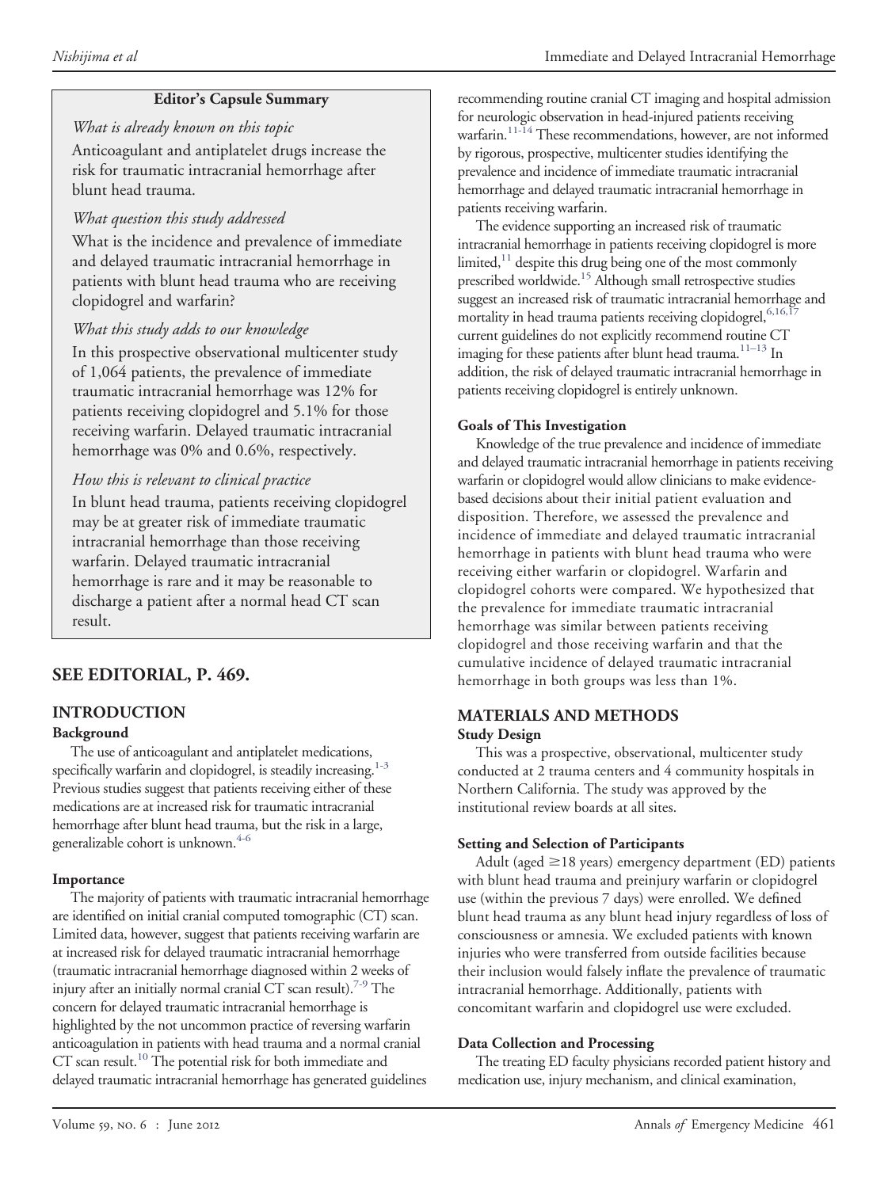**Editor's Capsule Summary**

*What is already known on this topic*

Anticoagulant and antiplatelet drugs increase the risk for traumatic intracranial hemorrhage after blunt head trauma.

*What question this study addressed*

What is the incidence and prevalence of immediate and delayed traumatic intracranial hemorrhage in patients with blunt head trauma who are receiving clopidogrel and warfarin?

*What this study adds to our knowledge*

In this prospective observational multicenter study of 1,064 patients, the prevalence of immediate traumatic intracranial hemorrhage was 12% for patients receiving clopidogrel and 5.1% for those receiving warfarin. Delayed traumatic intracranial hemorrhage was 0% and 0.6%, respectively.

*How this is relevant to clinical practice*

In blunt head trauma, patients receiving clopidogrel may be at greater risk of immediate traumatic intracranial hemorrhage than those receiving warfarin. Delayed traumatic intracranial hemorrhage is rare and it may be reasonable to discharge a patient after a normal head CT scan result.

## SEE EDITORIAL, P. 469.

## INTRODUCTION

### Background

The use of anticoagulant and antiplatelet medications, specifically warfarin and clopidogrel, is steadily increasing.[1-3] Previous studies suggest that patients receiving either of these medications are at increased risk for traumatic intracranial hemorrhage after blunt head trauma, but the risk in a large, generalizable cohort is unknown.[4-6]

### Importance

The majority of patients with traumatic intracranial hemorrhage are identified on initial cranial computed tomographic (CT) scan. Limited data, however, suggest that patients receiving warfarin are at increased risk for delayed traumatic intracranial hemorrhage (traumatic intracranial hemorrhage diagnosed within 2 weeks of injury after an initially normal cranial CT scan result).[7-9] The concern for delayed traumatic intracranial hemorrhage is highlighted by the not uncommon practice of reversing warfarin anticoagulation in patients with head trauma and a normal cranial CT scan result.[10] The potential risk for both immediate and delayed traumatic intracranial hemorrhage has generated guidelines recommending routine cranial CT imaging and hospital admission for neurologic observation in head-injured patients receiving warfarin.[11-14] These recommendations, however, are not informed by rigorous, prospective, multicenter studies identifying the prevalence and incidence of immediate traumatic intracranial hemorrhage and delayed traumatic intracranial hemorrhage in patients receiving warfarin.

The evidence supporting an increased risk of traumatic intracranial hemorrhage in patients receiving clopidogrel is more limited,[11] despite this drug being one of the most commonly prescribed worldwide.[15] Although small retrospective studies suggest an increased risk of traumatic intracranial hemorrhage and mortality in head trauma patients receiving clopidogrel,[6,16,17] current guidelines do not explicitly recommend routine CT imaging for these patients after blunt head trauma.[11-13] In addition, the risk of delayed traumatic intracranial hemorrhage in patients receiving clopidogrel is entirely unknown.

### Goals of This Investigation

Knowledge of the true prevalence and incidence of immediate and delayed traumatic intracranial hemorrhage in patients receiving warfarin or clopidogrel would allow clinicians to make evidence-based decisions about their initial patient evaluation and disposition. Therefore, we assessed the prevalence and incidence of immediate and delayed traumatic intracranial hemorrhage in patients with blunt head trauma who were receiving either warfarin or clopidogrel. Warfarin and clopidogrel cohorts were compared. We hypothesized that the prevalence for immediate traumatic intracranial hemorrhage was similar between patients receiving clopidogrel and those receiving warfarin and that the cumulative incidence of delayed traumatic intracranial hemorrhage in both groups was less than 1%.

## MATERIALS AND METHODS

### Study Design

This was a prospective, observational, multicenter study conducted at 2 trauma centers and 4 community hospitals in Northern California. The study was approved by the institutional review boards at all sites.

### Setting and Selection of Participants

Adult (aged ≥18 years) emergency department (ED) patients with blunt head trauma and preinjury warfarin or clopidogrel use (within the previous 7 days) were enrolled. We defined blunt head trauma as any blunt head injury regardless of loss of consciousness or amnesia. We excluded patients with known injuries who were transferred from outside facilities because their inclusion would falsely inflate the prevalence of traumatic intracranial hemorrhage. Additionally, patients with concomitant warfarin and clopidogrel use were excluded.

### Data Collection and Processing

The treating ED faculty physicians recorded patient history and medication use, injury mechanism, and clinical examination,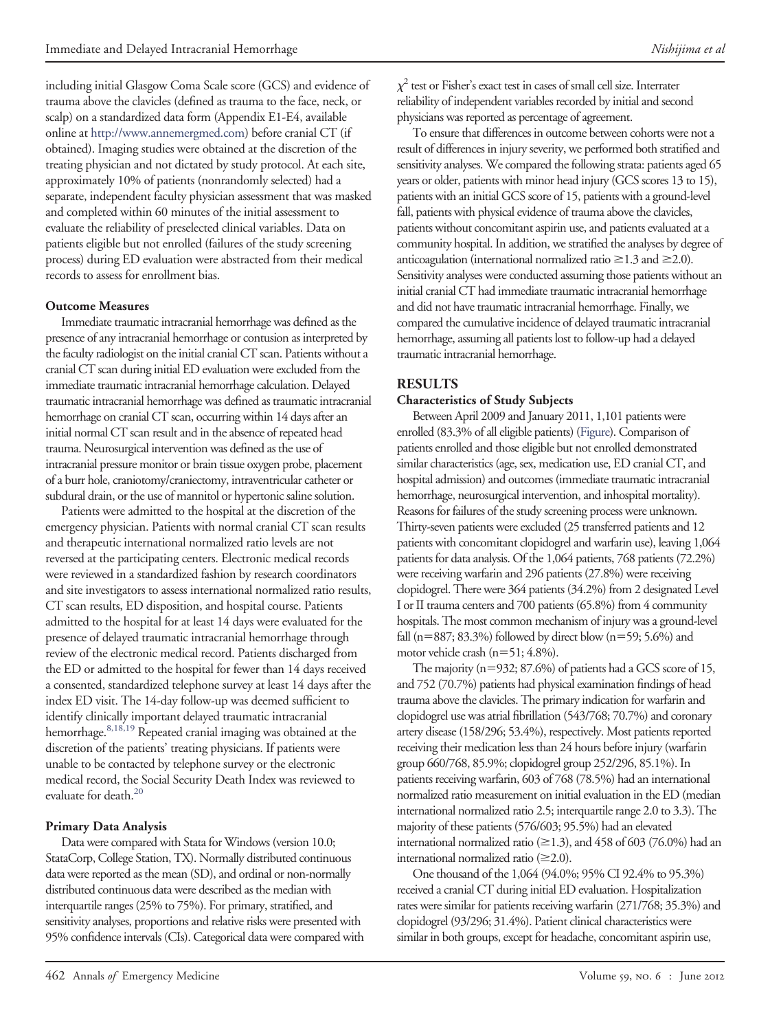including initial Glasgow Coma Scale score (GCS) and evidence of trauma above the clavicles (defined as trauma to the face, neck, or scalp) on a standardized data form (Appendix E1-E4, available online at http://www.annemergmed.com) before cranial CT (if obtained). Imaging studies were obtained at the discretion of the treating physician and not dictated by study protocol. At each site, approximately 10% of patients (nonrandomly selected) had a separate, independent faculty physician assessment that was masked and completed within 60 minutes of the initial assessment to evaluate the reliability of preselected clinical variables. Data on patients eligible but not enrolled (failures of the study screening process) during ED evaluation were abstracted from their medical records to assess for enrollment bias.

### Outcome Measures

Immediate traumatic intracranial hemorrhage was defined as the presence of any intracranial hemorrhage or contusion as interpreted by the faculty radiologist on the initial cranial CT scan. Patients without a cranial CT scan during initial ED evaluation were excluded from the immediate traumatic intracranial hemorrhage calculation. Delayed traumatic intracranial hemorrhage was defined as traumatic intracranial hemorrhage on cranial CT scan, occurring within 14 days after an initial normal CT scan result and in the absence of repeated head trauma. Neurosurgical intervention was defined as the use of intracranial pressure monitor or brain tissue oxygen probe, placement of a burr hole, craniotomy/craniectomy, intraventricular catheter or subdural drain, or the use of mannitol or hypertonic saline solution.

Patients were admitted to the hospital at the discretion of the emergency physician. Patients with normal cranial CT scan results and therapeutic international normalized ratio levels are not reversed at the participating centers. Electronic medical records were reviewed in a standardized fashion by research coordinators and site investigators to assess international normalized ratio results, CT scan results, ED disposition, and hospital course. Patients admitted to the hospital for at least 14 days were evaluated for the presence of delayed traumatic intracranial hemorrhage through review of the electronic medical record. Patients discharged from the ED or admitted to the hospital for fewer than 14 days received a consented, standardized telephone survey at least 14 days after the index ED visit. The 14-day follow-up was deemed sufficient to identify clinically important delayed traumatic intracranial hemorrhage.[8,18,19] Repeated cranial imaging was obtained at the discretion of the patients' treating physicians. If patients were unable to be contacted by telephone survey or the electronic medical record, the Social Security Death Index was reviewed to evaluate for death.[20]

### Primary Data Analysis

Data were compared with Stata for Windows (version 10.0; StataCorp, College Station, TX). Normally distributed continuous data were reported as the mean (SD), and ordinal or non-normally distributed continuous data were described as the median with interquartile ranges (25% to 75%). For primary, stratified, and sensitivity analyses, proportions and relative risks were presented with 95% confidence intervals (CIs). Categorical data were compared with $\chi^2$ test or Fisher's exact test in cases of small cell size. Interrater reliability of independent variables recorded by initial and second physicians was reported as percentage of agreement.

To ensure that differences in outcome between cohorts were not a result of differences in injury severity, we performed both stratified and sensitivity analyses. We compared the following strata: patients aged 65 years or older, patients with minor head injury (GCS scores 13 to 15), patients with an initial GCS score of 15, patients with a ground-level fall, patients with physical evidence of trauma above the clavicles, patients without concomitant aspirin use, and patients evaluated at a community hospital. In addition, we stratified the analyses by degree of anticoagulation (international normalized ratio $\geq$1.3 and $\geq$2.0). Sensitivity analyses were conducted assuming those patients without an initial cranial CT had immediate traumatic intracranial hemorrhage and did not have traumatic intracranial hemorrhage. Finally, we compared the cumulative incidence of delayed traumatic intracranial hemorrhage, assuming all patients lost to follow-up had a delayed traumatic intracranial hemorrhage.

## RESULTS

### Characteristics of Study Subjects

Between April 2009 and January 2011, 1,101 patients were enrolled (83.3% of all eligible patients) (Figure). Comparison of patients enrolled and those eligible but not enrolled demonstrated similar characteristics (age, sex, medication use, ED cranial CT, and hospital admission) and outcomes (immediate traumatic intracranial hemorrhage, neurosurgical intervention, and inhospital mortality). Reasons for failures of the study screening process were unknown. Thirty-seven patients were excluded (25 transferred patients and 12 patients with concomitant clopidogrel and warfarin use), leaving 1,064 patients for data analysis. Of the 1,064 patients, 768 patients (72.2%) were receiving warfarin and 296 patients (27.8%) were receiving clopidogrel. There were 364 patients (34.2%) from 2 designated Level I or II trauma centers and 700 patients (65.8%) from 4 community hospitals. The most common mechanism of injury was a ground-level fall (n=887; 83.3%) followed by direct blow (n=59; 5.6%) and motor vehicle crash (n=51; 4.8%).

The majority (n=932; 87.6%) of patients had a GCS score of 15, and 752 (70.7%) patients had physical examination findings of head trauma above the clavicles. The primary indication for warfarin and clopidogrel use was atrial fibrillation (543/768; 70.7%) and coronary artery disease (158/296; 53.4%), respectively. Most patients reported receiving their medication less than 24 hours before injury (warfarin group 660/768, 85.9%; clopidogrel group 252/296, 85.1%). In patients receiving warfarin, 603 of 768 (78.5%) had an international normalized ratio measurement on initial evaluation in the ED (median international normalized ratio 2.5; interquartile range 2.0 to 3.3). The majority of these patients (576/603; 95.5%) had an elevated international normalized ratio ($\geq$1.3), and 458 of 603 (76.0%) had an international normalized ratio ($\geq$2.0).

One thousand of the 1,064 (94.0%; 95% CI 92.4% to 95.3%) received a cranial CT during initial ED evaluation. Hospitalization rates were similar for patients receiving warfarin (271/768; 35.3%) and clopidogrel (93/296; 31.4%). Patient clinical characteristics were similar in both groups, except for headache, concomitant aspirin use,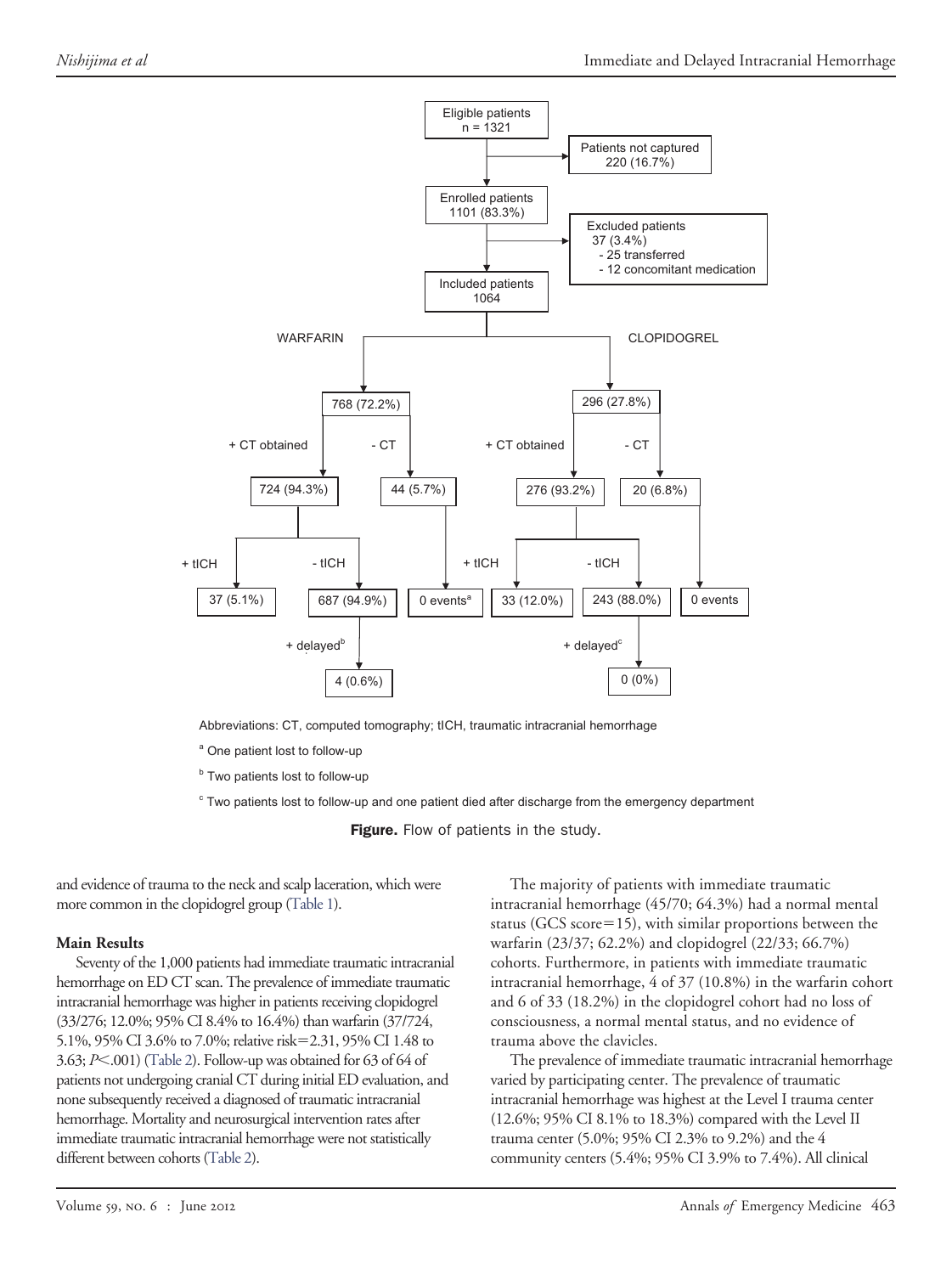Abbreviations: CT, computed tomography; tICH, traumatic intracranial hemorrhage

[a] One patient lost to follow-up

[b] Two patients lost to follow-up

[c] Two patients lost to follow-up and one patient died after discharge from the emergency department

**Figure.** Flow of patients in the study.

and evidence of trauma to the neck and scalp laceration, which were more common in the clopidogrel group (Table 1).

### Main Results

Seventy of the 1,000 patients had immediate traumatic intracranial hemorrhage on ED CT scan. The prevalence of immediate traumatic intracranial hemorrhage was higher in patients receiving clopidogrel (33/276; 12.0%; 95% CI 8.4% to 16.4%) than warfarin (37/724, 5.1%, 95% CI 3.6% to 7.0%; relative risk=2.31, 95% CI 1.48 to 3.63; $P<.001$) (Table 2). Follow-up was obtained for 63 of 64 of patients not undergoing cranial CT during initial ED evaluation, and none subsequently received a diagnosed of traumatic intracranial hemorrhage. Mortality and neurosurgical intervention rates after immediate traumatic intracranial hemorrhage were not statistically different between cohorts (Table 2).

The majority of patients with immediate traumatic intracranial hemorrhage (45/70; 64.3%) had a normal mental status (GCS score=15), with similar proportions between the warfarin (23/37; 62.2%) and clopidogrel (22/33; 66.7%) cohorts. Furthermore, in patients with immediate traumatic intracranial hemorrhage, 4 of 37 (10.8%) in the warfarin cohort and 6 of 33 (18.2%) in the clopidogrel cohort had no loss of consciousness, a normal mental status, and no evidence of trauma above the clavicles.

The prevalence of immediate traumatic intracranial hemorrhage varied by participating center. The prevalence of traumatic intracranial hemorrhage was highest at the Level I trauma center (12.6%; 95% CI 8.1% to 18.3%) compared with the Level II trauma center (5.0%; 95% CI 2.3% to 9.2%) and the 4 community centers (5.4%; 95% CI 3.9% to 7.4%). All clinical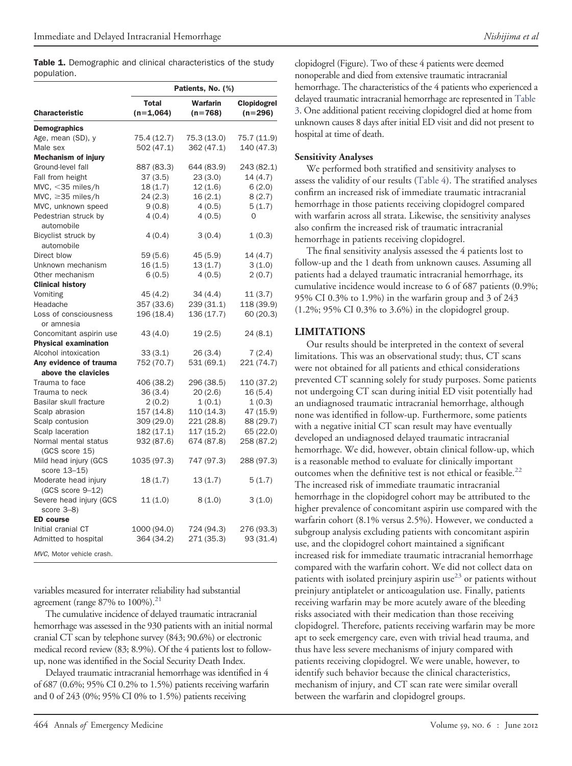**Table 1.** Demographic and clinical characteristics of the study population.

| Characteristic | Patients, No. (%) | | |
|---|---|---|---|
| | Total (n=1,064) | Warfarin (n=768) | Clopidogrel (n=296) |
| **Demographics** | | | |
| Age, mean (SD), y | 75.4 (12.7) | 75.3 (13.0) | 75.7 (11.9) |
| Male sex | 502 (47.1) | 362 (47.1) | 140 (47.3) |
| **Mechanism of injury** | | | |
| Ground-level fall | 887 (83.3) | 644 (83.9) | 243 (82.1) |
| Fall from height | 37 (3.5) | 23 (3.0) | 14 (4.7) |
| MVC, <35 miles/h | 18 (1.7) | 12 (1.6) | 6 (2.0) |
| MVC, ≥35 miles/h | 24 (2.3) | 16 (2.1) | 8 (2.7) |
| MVC, unknown speed | 9 (0.8) | 4 (0.5) | 5 (1.7) |
| Pedestrian struck by automobile | 4 (0.4) | 4 (0.5) | 0 |
| Bicyclist struck by automobile | 4 (0.4) | 3 (0.4) | 1 (0.3) |
| Direct blow | 59 (5.6) | 45 (5.9) | 14 (4.7) |
| Unknown mechanism | 16 (1.5) | 13 (1.7) | 3 (1.0) |
| Other mechanism | 6 (0.5) | 4 (0.5) | 2 (0.7) |
| **Clinical history** | | | |
| Vomiting | 45 (4.2) | 34 (4.4) | 11 (3.7) |
| Headache | 357 (33.6) | 239 (31.1) | 118 (39.9) |
| Loss of consciousness or amnesia | 196 (18.4) | 136 (17.7) | 60 (20.3) |
| Concomitant aspirin use | 43 (4.0) | 19 (2.5) | 24 (8.1) |
| **Physical examination** | | | |
| Alcohol intoxication | 33 (3.1) | 26 (3.4) | 7 (2.4) |
| **Any evidence of trauma above the clavicles** | 752 (70.7) | 531 (69.1) | 221 (74.7) |
| Trauma to face | 406 (38.2) | 296 (38.5) | 110 (37.2) |
| Trauma to neck | 36 (3.4) | 20 (2.6) | 16 (5.4) |
| Basilar skull fracture | 2 (0.2) | 1 (0.1) | 1 (0.3) |
| Scalp abrasion | 157 (14.8) | 110 (14.3) | 47 (15.9) |
| Scalp contusion | 309 (29.0) | 221 (28.8) | 88 (29.7) |
| Scalp laceration | 182 (17.1) | 117 (15.2) | 65 (22.0) |
| Normal mental status (GCS score 15) | 932 (87.6) | 674 (87.8) | 258 (87.2) |
| Mild head injury (GCS score 13–15) | 1035 (97.3) | 747 (97.3) | 288 (97.3) |
| Moderate head injury (GCS score 9–12) | 18 (1.7) | 13 (1.7) | 5 (1.7) |
| Severe head injury (GCS score 3–8) | 11 (1.0) | 8 (1.0) | 3 (1.0) |
| **ED course** | | | |
| Initial cranial CT | 1000 (94.0) | 724 (94.3) | 276 (93.3) |
| Admitted to hospital | 364 (34.2) | 271 (35.3) | 93 (31.4) |

*MVC*, Motor vehicle crash.

variables measured for interrater reliability had substantial agreement (range 87% to 100%).[21]

The cumulative incidence of delayed traumatic intracranial hemorrhage was assessed in the 930 patients with an initial normal cranial CT scan by telephone survey (843; 90.6%) or electronic medical record review (83; 8.9%). Of the 4 patients lost to follow-up, none was identified in the Social Security Death Index.

Delayed traumatic intracranial hemorrhage was identified in 4 of 687 (0.6%; 95% CI 0.2% to 1.5%) patients receiving warfarin and 0 of 243 (0%; 95% CI 0% to 1.5%) patients receiving clopidogrel (Figure). Two of these 4 patients were deemed nonoperable and died from extensive traumatic intracranial hemorrhage. The characteristics of the 4 patients who experienced a delayed traumatic intracranial hemorrhage are represented in Table 3. One additional patient receiving clopidogrel died at home from unknown causes 8 days after initial ED visit and did not present to hospital at time of death.

### Sensitivity Analyses

We performed both stratified and sensitivity analyses to assess the validity of our results (Table 4). The stratified analyses confirm an increased risk of immediate traumatic intracranial hemorrhage in those patients receiving clopidogrel compared with warfarin across all strata. Likewise, the sensitivity analyses also confirm the increased risk of traumatic intracranial hemorrhage in patients receiving clopidogrel.

The final sensitivity analysis assessed the 4 patients lost to follow-up and the 1 death from unknown causes. Assuming all patients had a delayed traumatic intracranial hemorrhage, its cumulative incidence would increase to 6 of 687 patients (0.9%; 95% CI 0.3% to 1.9%) in the warfarin group and 3 of 243 (1.2%; 95% CI 0.3% to 3.6%) in the clopidogrel group.

## LIMITATIONS

Our results should be interpreted in the context of several limitations. This was an observational study; thus, CT scans were not obtained for all patients and ethical considerations prevented CT scanning solely for study purposes. Some patients not undergoing CT scan during initial ED visit potentially had an undiagnosed traumatic intracranial hemorrhage, although none was identified in follow-up. Furthermore, some patients with a negative initial CT scan result may have eventually developed an undiagnosed delayed traumatic intracranial hemorrhage. We did, however, obtain clinical follow-up, which is a reasonable method to evaluate for clinically important outcomes when the definitive test is not ethical or feasible.[22] The increased risk of immediate traumatic intracranial hemorrhage in the clopidogrel cohort may be attributed to the higher prevalence of concomitant aspirin use compared with the warfarin cohort (8.1% versus 2.5%). However, we conducted a subgroup analysis excluding patients with concomitant aspirin use, and the clopidogrel cohort maintained a significant increased risk for immediate traumatic intracranial hemorrhage compared with the warfarin cohort. We did not collect data on patients with isolated preinjury aspirin use[23] or patients without preinjury antiplatelet or anticoagulation use. Finally, patients receiving warfarin may be more acutely aware of the bleeding risks associated with their medication than those receiving clopidogrel. Therefore, patients receiving warfarin may be more apt to seek emergency care, even with trivial head trauma, and thus have less severe mechanisms of injury compared with patients receiving clopidogrel. We were unable, however, to identify such behavior because the clinical characteristics, mechanism of injury, and CT scan rate were similar overall between the warfarin and clopidogrel groups.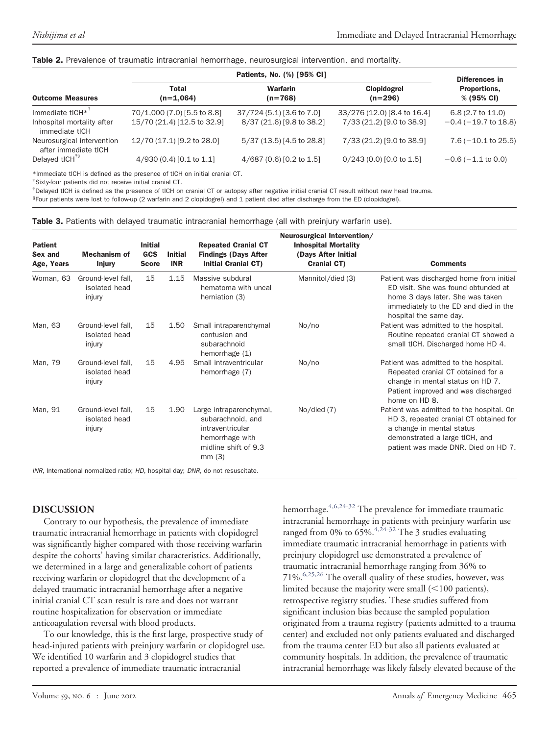**Table 2.** Prevalence of traumatic intracranial hemorrhage, neurosurgical intervention, and mortality.

| Outcome Measures | Patients, No. (%) [95% CI] | | | Differences in Proportions, % (95% CI) |
|---|---|---|---|---|
| | Total (n=1,064) | Warfarin (n=768) | Clopidogrel (n=296) | |
| Immediate tICH*[†] | 70/1,000 (7.0) [5.5 to 8.8] | 37/724 (5.1) [3.6 to 7.0] | 33/276 (12.0) [8.4 to 16.4] | 6.8 (2.7 to 11.0) |
| Inhospital mortality after immediate tICH | 15/70 (21.4) [12.5 to 32.9] | 8/37 (21.6) [9.8 to 38.2] | 7/33 (21.2) [9.0 to 38.9] | −0.4 (−19.7 to 18.8) |
| Neurosurgical intervention after immediate tICH | 12/70 (17.1) [9.2 to 28.0] | 5/37 (13.5) [4.5 to 28.8] | 7/33 (21.2) [9.0 to 38.9] | 7.6 (−10.1 to 25.5) |
| Delayed tICH[‡§] | 4/930 (0.4) [0.1 to 1.1] | 4/687 (0.6) [0.2 to 1.5] | 0/243 (0.0) [0.0 to 1.5] | −0.6 (−1.1 to 0.0) |

*Immediate tICH is defined as the presence of tICH on initial cranial CT.
[†]Sixty-four patients did not receive initial cranial CT.
[‡]Delayed tICH is defined as the presence of tICH on cranial CT or autopsy after negative initial cranial CT result without new head trauma.
[§]Four patients were lost to follow-up (2 warfarin and 2 clopidogrel) and 1 patient died after discharge from the ED (clopidogrel).

**Table 3.** Patients with delayed traumatic intracranial hemorrhage (all with preinjury warfarin use).

| Patient Sex and Age, Years | Mechanism of Injury | Initial GCS Score | Initial INR | Repeated Cranial CT Findings (Days After Initial Cranial CT) | Neurosurgical Intervention/ Inhospital Mortality (Days After Initial Cranial CT) | Comments |
|---|---|---|---|---|---|---|
| Woman, 63 | Ground-level fall, isolated head injury | 15 | 1.15 | Massive subdural hematoma with uncal herniation (3) | Mannitol/died (3) | Patient was discharged home from initial ED visit. She was found obtunded at home 3 days later. She was taken immediately to the ED and died in the hospital the same day. |
| Man, 63 | Ground-level fall, isolated head injury | 15 | 1.50 | Small intraparenchymal contusion and subarachnoid hemorrhage (1) | No/no | Patient was admitted to the hospital. Routine repeated cranial CT showed a small tICH. Discharged home HD 4. |
| Man, 79 | Ground-level fall, isolated head injury | 15 | 4.95 | Small intraventricular hemorrhage (7) | No/no | Patient was admitted to the hospital. Repeated cranial CT obtained for a change in mental status on HD 7. Patient improved and was discharged home on HD 8. |
| Man, 91 | Ground-level fall, isolated head injury | 15 | 1.90 | Large intraparenchymal, subarachnoid, and intraventricular hemorrhage with midline shift of 9.3 mm (3) | No/died (7) | Patient was admitted to the hospital. On HD 3, repeated cranial CT obtained for a change in mental status demonstrated a large tICH, and patient was made DNR. Died on HD 7. |

*INR*, International normalized ratio; *HD*, hospital day; *DNR*, do not resuscitate.

## DISCUSSION

Contrary to our hypothesis, the prevalence of immediate traumatic intracranial hemorrhage in patients with clopidogrel was significantly higher compared with those receiving warfarin despite the cohorts' having similar characteristics. Additionally, we determined in a large and generalizable cohort of patients receiving warfarin or clopidogrel that the development of a delayed traumatic intracranial hemorrhage after a negative initial cranial CT scan result is rare and does not warrant routine hospitalization for observation or immediate anticoagulation reversal with blood products.

To our knowledge, this is the first large, prospective study of head-injured patients with preinjury warfarin or clopidogrel use. We identified 10 warfarin and 3 clopidogrel studies that reported a prevalence of immediate traumatic intracranial hemorrhage.[4,6,24-32] The prevalence for immediate traumatic intracranial hemorrhage in patients with preinjury warfarin use ranged from 0% to 65%.[4,24-32] The 3 studies evaluating immediate traumatic intracranial hemorrhage in patients with preinjury clopidogrel use demonstrated a prevalence of traumatic intracranial hemorrhage ranging from 36% to 71%.[6,25,26] The overall quality of these studies, however, was limited because the majority were small (<100 patients), retrospective registry studies. These studies suffered from significant inclusion bias because the sampled population originated from a trauma registry (patients admitted to a trauma center) and excluded not only patients evaluated and discharged from the trauma center ED but also all patients evaluated at community hospitals. In addition, the prevalence of traumatic intracranial hemorrhage was likely falsely elevated because of the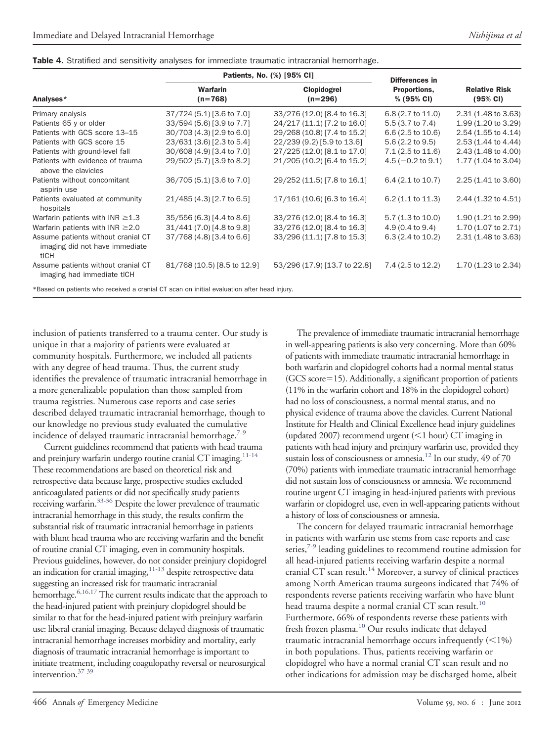**Table 4.** Stratified and sensitivity analyses for immediate traumatic intracranial hemorrhage.

| Analyses* | Patients, No. (%) [95% CI] | | Differences in Proportions, % (95% CI) | Relative Risk (95% CI) |
|---|---|---|---|---|
| | Warfarin (n=768) | Clopidogrel (n=296) | | |
| Primary analysis | 37/724 (5.1) [3.6 to 7.0] | 33/276 (12.0) [8.4 to 16.3] | 6.8 (2.7 to 11.0) | 2.31 (1.48 to 3.63) |
| Patients 65 y or older | 33/594 (5.6) [3.9 to 7.7] | 24/217 (11.1) [7.2 to 16.0] | 5.5 (3.7 to 7.4) | 1.99 (1.20 to 3.29) |
| Patients with GCS score 13–15 | 30/703 (4.3) [2.9 to 6.0] | 29/268 (10.8) [7.4 to 15.2] | 6.6 (2.5 to 10.6) | 2.54 (1.55 to 4.14) |
| Patients with GCS score 15 | 23/631 (3.6) [2.3 to 5.4] | 22/239 (9.2) [5.9 to 13.6] | 5.6 (2.2 to 9.5) | 2.53 (1.44 to 4.44) |
| Patients with ground-level fall | 30/608 (4.9) [3.4 to 7.0] | 27/225 (12.0) [8.1 to 17.0] | 7.1 (2.5 to 11.6) | 2.43 (1.48 to 4.00) |
| Patients with evidence of trauma above the clavicles | 29/502 (5.7) [3.9 to 8.2] | 21/205 (10.2) [6.4 to 15.2] | 4.5 (−0.2 to 9.1) | 1.77 (1.04 to 3.04) |
| Patients without concomitant aspirin use | 36/705 (5.1) [3.6 to 7.0] | 29/252 (11.5) [7.8 to 16.1] | 6.4 (2.1 to 10.7) | 2.25 (1.41 to 3.60) |
| Patients evaluated at community hospitals | 21/485 (4.3) [2.7 to 6.5] | 17/161 (10.6) [6.3 to 16.4] | 6.2 (1.1 to 11.3) | 2.44 (1.32 to 4.51) |
| Warfarin patients with INR ≥1.3 | 35/556 (6.3) [4.4 to 8.6] | 33/276 (12.0) [8.4 to 16.3] | 5.7 (1.3 to 10.0) | 1.90 (1.21 to 2.99) |
| Warfarin patients with INR ≥2.0 | 31/441 (7.0) [4.8 to 9.8] | 33/276 (12.0) [8.4 to 16.3] | 4.9 (0.4 to 9.4) | 1.70 (1.07 to 2.71) |
| Assume patients without cranial CT imaging did not have immediate tICH | 37/768 (4.8) [3.4 to 6.6] | 33/296 (11.1) [7.8 to 15.3] | 6.3 (2.4 to 10.2) | 2.31 (1.48 to 3.63) |
| Assume patients without cranial CT imaging had immediate tICH | 81/768 (10.5) [8.5 to 12.9] | 53/296 (17.9) [13.7 to 22.8] | 7.4 (2.5 to 12.2) | 1.70 (1.23 to 2.34) |

*Based on patients who received a cranial CT scan on initial evaluation after head injury.

inclusion of patients transferred to a trauma center. Our study is unique in that a majority of patients were evaluated at community hospitals. Furthermore, we included all patients with any degree of head trauma. Thus, the current study identifies the prevalence of traumatic intracranial hemorrhage in a more generalizable population than those sampled from trauma registries. Numerous case reports and case series described delayed traumatic intracranial hemorrhage, though to our knowledge no previous study evaluated the cumulative incidence of delayed traumatic intracranial hemorrhage.[7-9]

Current guidelines recommend that patients with head trauma and preinjury warfarin undergo routine cranial CT imaging.[11-14] These recommendations are based on theoretical risk and retrospective data because large, prospective studies excluded anticoagulated patients or did not specifically study patients receiving warfarin.[33-36] Despite the lower prevalence of traumatic intracranial hemorrhage in this study, the results confirm the substantial risk of traumatic intracranial hemorrhage in patients with blunt head trauma who are receiving warfarin and the benefit of routine cranial CT imaging, even in community hospitals. Previous guidelines, however, do not consider preinjury clopidogrel an indication for cranial imaging,[11-13] despite retrospective data suggesting an increased risk for traumatic intracranial hemorrhage.[6,16,17] The current results indicate that the approach to the head-injured patient with preinjury clopidogrel should be similar to that for the head-injured patient with preinjury warfarin use: liberal cranial imaging. Because delayed diagnosis of traumatic intracranial hemorrhage increases morbidity and mortality, early diagnosis of traumatic intracranial hemorrhage is important to initiate treatment, including coagulopathy reversal or neurosurgical intervention.[37-39]

The prevalence of immediate traumatic intracranial hemorrhage in well-appearing patients is also very concerning. More than 60% of patients with immediate traumatic intracranial hemorrhage in both warfarin and clopidogrel cohorts had a normal mental status (GCS score=15). Additionally, a significant proportion of patients (11% in the warfarin cohort and 18% in the clopidogrel cohort) had no loss of consciousness, a normal mental status, and no physical evidence of trauma above the clavicles. Current National Institute for Health and Clinical Excellence head injury guidelines (updated 2007) recommend urgent (<1 hour) CT imaging in patients with head injury and preinjury warfarin use, provided they sustain loss of consciousness or amnesia.[12] In our study, 49 of 70 (70%) patients with immediate traumatic intracranial hemorrhage did not sustain loss of consciousness or amnesia. We recommend routine urgent CT imaging in head-injured patients with previous warfarin or clopidogrel use, even in well-appearing patients without a history of loss of consciousness or amnesia.

The concern for delayed traumatic intracranial hemorrhage in patients with warfarin use stems from case reports and case series,[7-9] leading guidelines to recommend routine admission for all head-injured patients receiving warfarin despite a normal cranial CT scan result.[14] Moreover, a survey of clinical practices among North American trauma surgeons indicated that 74% of respondents reverse patients receiving warfarin who have blunt head trauma despite a normal cranial CT scan result.[10] Furthermore, 66% of respondents reverse these patients with fresh frozen plasma.[10] Our results indicate that delayed traumatic intracranial hemorrhage occurs infrequently (<1%) in both populations. Thus, patients receiving warfarin or clopidogrel who have a normal cranial CT scan result and no other indications for admission may be discharged home, albeit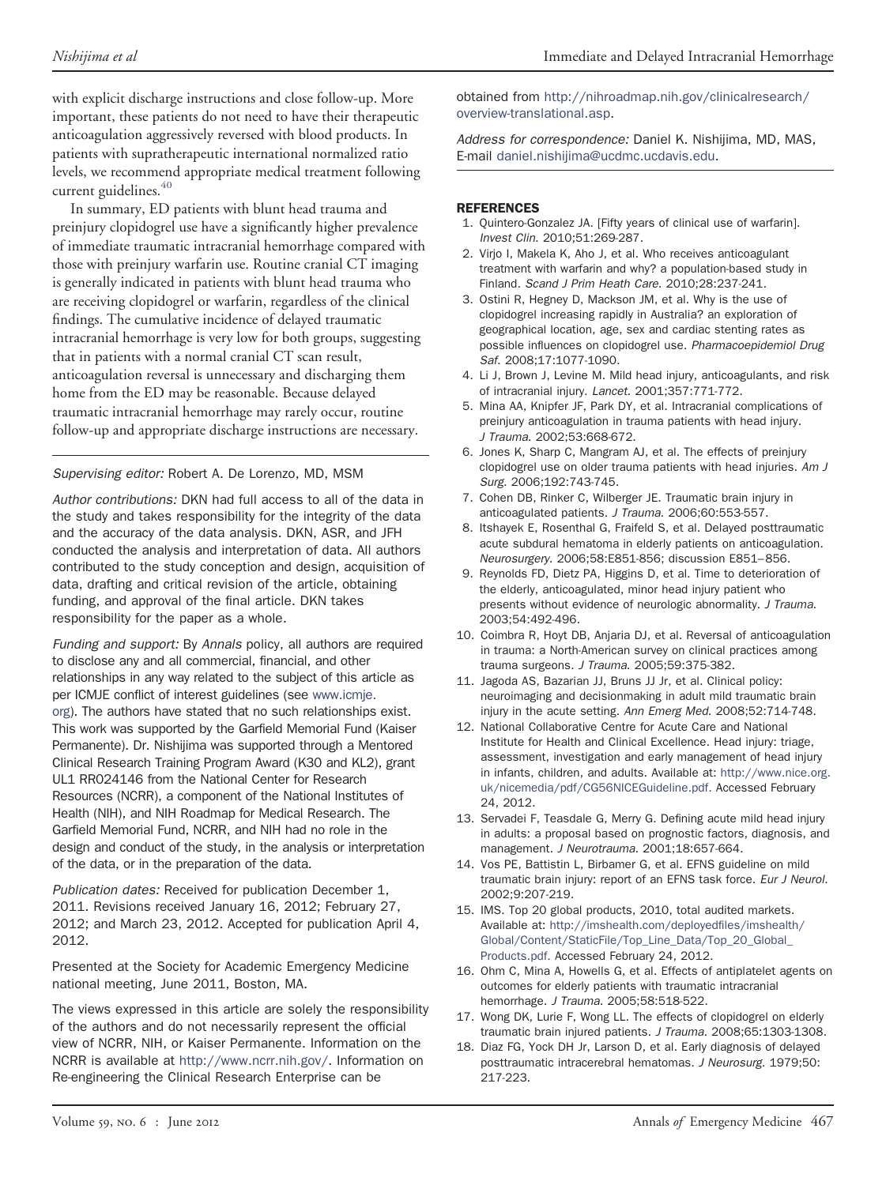with explicit discharge instructions and close follow-up. More important, these patients do not need to have their therapeutic anticoagulation aggressively reversed with blood products. In patients with supratherapeutic international normalized ratio levels, we recommend appropriate medical treatment following current guidelines.[40]

In summary, ED patients with blunt head trauma and preinjury clopidogrel use have a significantly higher prevalence of immediate traumatic intracranial hemorrhage compared with those with preinjury warfarin use. Routine cranial CT imaging is generally indicated in patients with blunt head trauma who are receiving clopidogrel or warfarin, regardless of the clinical findings. The cumulative incidence of delayed traumatic intracranial hemorrhage is very low for both groups, suggesting that in patients with a normal cranial CT scan result, anticoagulation reversal is unnecessary and discharging them home from the ED may be reasonable. Because delayed traumatic intracranial hemorrhage may rarely occur, routine follow-up and appropriate discharge instructions are necessary.

*Supervising editor:* Robert A. De Lorenzo, MD, MSM

*Author contributions:* DKN had full access to all of the data in the study and takes responsibility for the integrity of the data and the accuracy of the data analysis. DKN, ASR, and JFH conducted the analysis and interpretation of data. All authors contributed to the study conception and design, acquisition of data, drafting and critical revision of the article, obtaining funding, and approval of the final article. DKN takes responsibility for the paper as a whole.

*Funding and support:* By *Annals* policy, all authors are required to disclose any and all commercial, financial, and other relationships in any way related to the subject of this article as per ICMJE conflict of interest guidelines (see www.icmje.org). The authors have stated that no such relationships exist. This work was supported by the Garfield Memorial Fund (Kaiser Permanente). Dr. Nishijima was supported through a Mentored Clinical Research Training Program Award (K30 and KL2), grant UL1 RR024146 from the National Center for Research Resources (NCRR), a component of the National Institutes of Health (NIH), and NIH Roadmap for Medical Research. The Garfield Memorial Fund, NCRR, and NIH had no role in the design and conduct of the study, in the analysis or interpretation of the data, or in the preparation of the data.

*Publication dates:* Received for publication December 1, 2011. Revisions received January 16, 2012; February 27, 2012; and March 23, 2012. Accepted for publication April 4, 2012.

Presented at the Society for Academic Emergency Medicine national meeting, June 2011, Boston, MA.

The views expressed in this article are solely the responsibility of the authors and do not necessarily represent the official view of NCRR, NIH, or Kaiser Permanente. Information on the NCRR is available at http://www.ncrr.nih.gov/. Information on Re-engineering the Clinical Research Enterprise can be obtained from http://nihroadmap.nih.gov/clinicalresearch/overview-translational.asp.

*Address for correspondence:* Daniel K. Nishijima, MD, MAS, E-mail daniel.nishijima@ucdmc.ucdavis.edu.

## REFERENCES

1. Quintero-Gonzalez JA. [Fifty years of clinical use of warfarin]. *Invest Clin.* 2010;51:269-287.
2. Virjo I, Makela K, Aho J, et al. Who receives anticoagulant treatment with warfarin and why? a population-based study in Finland. *Scand J Prim Heath Care.* 2010;28:237-241.
3. Ostini R, Hegney D, Mackson JM, et al. Why is the use of clopidogrel increasing rapidly in Australia? an exploration of geographical location, age, sex and cardiac stenting rates as possible influences on clopidogrel use. *Pharmacoepidemiol Drug Saf.* 2008;17:1077-1090.
4. Li J, Brown J, Levine M. Mild head injury, anticoagulants, and risk of intracranial injury. *Lancet.* 2001;357:771-772.
5. Mina AA, Knipfer JF, Park DY, et al. Intracranial complications of preinjury anticoagulation in trauma patients with head injury. *J Trauma.* 2002;53:668-672.
6. Jones K, Sharp C, Mangram AJ, et al. The effects of preinjury clopidogrel use on older trauma patients with head injuries. *Am J Surg.* 2006;192:743-745.
7. Cohen DB, Rinker C, Wilberger JE. Traumatic brain injury in anticoagulated patients. *J Trauma.* 2006;60:553-557.
8. Itshayek E, Rosenthal G, Fraifeld S, et al. Delayed posttraumatic acute subdural hematoma in elderly patients on anticoagulation. *Neurosurgery.* 2006;58:E851-856; discussion E851–856.
9. Reynolds FD, Dietz PA, Higgins D, et al. Time to deterioration of the elderly, anticoagulated, minor head injury patient who presents without evidence of neurologic abnormality. *J Trauma.* 2003;54:492-496.
10. Coimbra R, Hoyt DB, Anjaria DJ, et al. Reversal of anticoagulation in trauma: a North-American survey on clinical practices among trauma surgeons. *J Trauma.* 2005;59:375-382.
11. Jagoda AS, Bazarian JJ, Bruns JJ Jr, et al. Clinical policy: neuroimaging and decisionmaking in adult mild traumatic brain injury in the acute setting. *Ann Emerg Med.* 2008;52:714-748.
12. National Collaborative Centre for Acute Care and National Institute for Health and Clinical Excellence. Head injury: triage, assessment, investigation and early management of head injury in infants, children, and adults. Available at: http://www.nice.org.uk/nicemedia/pdf/CG56NICEGuideline.pdf. Accessed February 24, 2012.
13. Servadei F, Teasdale G, Merry G. Defining acute mild head injury in adults: a proposal based on prognostic factors, diagnosis, and management. *J Neurotrauma.* 2001;18:657-664.
14. Vos PE, Battistin L, Birbamer G, et al. EFNS guideline on mild traumatic brain injury: report of an EFNS task force. *Eur J Neurol.* 2002;9:207-219.
15. IMS. Top 20 global products, 2010, total audited markets. Available at: http://imshealth.com/deployedfiles/imshealth/Global/Content/StaticFile/Top_Line_Data/Top_20_Global_Products.pdf. Accessed February 24, 2012.
16. Ohm C, Mina A, Howells G, et al. Effects of antiplatelet agents on outcomes for elderly patients with traumatic intracranial hemorrhage. *J Trauma.* 2005;58:518-522.
17. Wong DK, Lurie F, Wong LL. The effects of clopidogrel on elderly traumatic brain injured patients. *J Trauma.* 2008;65:1303-1308.
18. Diaz FG, Yock DH Jr, Larson D, et al. Early diagnosis of delayed posttraumatic intracerebral hematomas. *J Neurosurg.* 1979;50:217-223.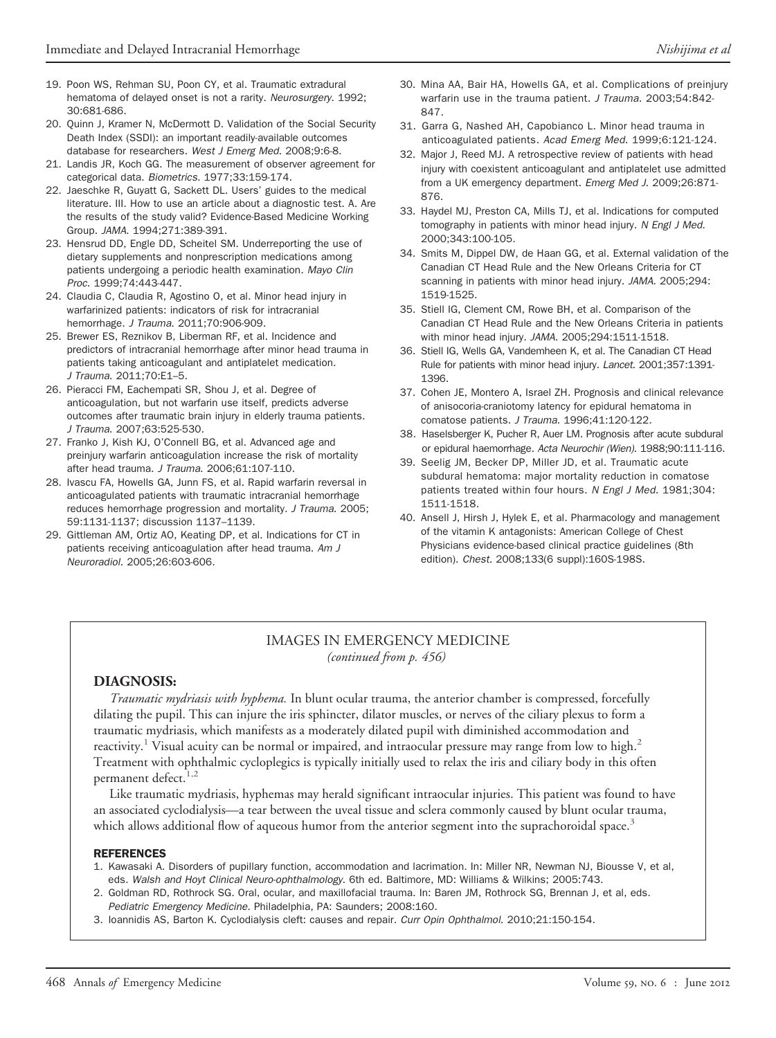19. Poon WS, Rehman SU, Poon CY, et al. Traumatic extradural hematoma of delayed onset is not a rarity. *Neurosurgery*. 1992; 30:681-686.
20. Quinn J, Kramer N, McDermott D. Validation of the Social Security Death Index (SSDI): an important readily-available outcomes database for researchers. *West J Emerg Med*. 2008;9:6-8.
21. Landis JR, Koch GG. The measurement of observer agreement for categorical data. *Biometrics*. 1977;33:159-174.
22. Jaeschke R, Guyatt G, Sackett DL. Users' guides to the medical literature. III. How to use an article about a diagnostic test. A. Are the results of the study valid? Evidence-Based Medicine Working Group. *JAMA*. 1994;271:389-391.
23. Hensrud DD, Engle DD, Scheitel SM. Underreporting the use of dietary supplements and nonprescription medications among patients undergoing a periodic health examination. *Mayo Clin Proc*. 1999;74:443-447.
24. Claudia C, Claudia R, Agostino O, et al. Minor head injury in warfarinized patients: indicators of risk for intracranial hemorrhage. *J Trauma*. 2011;70:906-909.
25. Brewer ES, Reznikov B, Liberman RF, et al. Incidence and predictors of intracranial hemorrhage after minor head trauma in patients taking anticoagulant and antiplatelet medication. *J Trauma*. 2011;70:E1–5.
26. Pieracci FM, Eachempati SR, Shou J, et al. Degree of anticoagulation, but not warfarin use itself, predicts adverse outcomes after traumatic brain injury in elderly trauma patients. *J Trauma*. 2007;63:525-530.
27. Franko J, Kish KJ, O'Connell BG, et al. Advanced age and preinjury warfarin anticoagulation increase the risk of mortality after head trauma. *J Trauma*. 2006;61:107-110.
28. Ivascu FA, Howells GA, Junn FS, et al. Rapid warfarin reversal in anticoagulated patients with traumatic intracranial hemorrhage reduces hemorrhage progression and mortality. *J Trauma*. 2005; 59:1131-1137; discussion 1137–1139.
29. Gittleman AM, Ortiz AO, Keating DP, et al. Indications for CT in patients receiving anticoagulation after head trauma. *Am J Neuroradiol*. 2005;26:603-606.
30. Mina AA, Bair HA, Howells GA, et al. Complications of preinjury warfarin use in the trauma patient. *J Trauma*. 2003;54:842-847.
31. Garra G, Nashed AH, Capobianco L. Minor head trauma in anticoagulated patients. *Acad Emerg Med*. 1999;6:121-124.
32. Major J, Reed MJ. A retrospective review of patients with head injury with coexistent anticoagulant and antiplatelet use admitted from a UK emergency department. *Emerg Med J*. 2009;26:871-876.
33. Haydel MJ, Preston CA, Mills TJ, et al. Indications for computed tomography in patients with minor head injury. *N Engl J Med*. 2000;343:100-105.
34. Smits M, Dippel DW, de Haan GG, et al. External validation of the Canadian CT Head Rule and the New Orleans Criteria for CT scanning in patients with minor head injury. *JAMA*. 2005;294: 1519-1525.
35. Stiell IG, Clement CM, Rowe BH, et al. Comparison of the Canadian CT Head Rule and the New Orleans Criteria in patients with minor head injury. *JAMA*. 2005;294:1511-1518.
36. Stiell IG, Wells GA, Vandemheen K, et al. The Canadian CT Head Rule for patients with minor head injury. *Lancet*. 2001;357:1391-1396.
37. Cohen JE, Montero A, Israel ZH. Prognosis and clinical relevance of anisocoria-craniotomy latency for epidural hematoma in comatose patients. *J Trauma*. 1996;41:120-122.
38. Haselsberger K, Pucher R, Auer LM. Prognosis after acute subdural or epidural haemorrhage. *Acta Neurochir (Wien)*. 1988;90:111-116.
39. Seelig JM, Becker DP, Miller JD, et al. Traumatic acute subdural hematoma: major mortality reduction in comatose patients treated within four hours. *N Engl J Med*. 1981;304: 1511-1518.
40. Ansell J, Hirsh J, Hylek E, et al. Pharmacology and management of the vitamin K antagonists: American College of Chest Physicians evidence-based clinical practice guidelines (8th edition). *Chest*. 2008;133(6 suppl):160S-198S.

## IMAGES IN EMERGENCY MEDICINE

*(continued from p. 456)*

### DIAGNOSIS:

*Traumatic mydriasis with hyphema.* In blunt ocular trauma, the anterior chamber is compressed, forcefully dilating the pupil. This can injure the iris sphincter, dilator muscles, or nerves of the ciliary plexus to form a traumatic mydriasis, which manifests as a moderately dilated pupil with diminished accommodation and reactivity.[1] Visual acuity can be normal or impaired, and intraocular pressure may range from low to high.[2] Treatment with ophthalmic cycloplegics is typically initially used to relax the iris and ciliary body in this often permanent defect.[1,2]

Like traumatic mydriasis, hyphemas may herald significant intraocular injuries. This patient was found to have an associated cyclodialysis—a tear between the uveal tissue and sclera commonly caused by blunt ocular trauma, which allows additional flow of aqueous humor from the anterior segment into the suprachoroidal space.[3]

#### REFERENCES

1. Kawasaki A. Disorders of pupillary function, accommodation and lacrimation. In: Miller NR, Newman NJ, Biousse V, et al, eds. *Walsh and Hoyt Clinical Neuro-ophthalmology*. 6th ed. Baltimore, MD: Williams & Wilkins; 2005:743.
2. Goldman RD, Rothrock SG. Oral, ocular, and maxillofacial trauma. In: Baren JM, Rothrock SG, Brennan J, et al, eds. *Pediatric Emergency Medicine*. Philadelphia, PA: Saunders; 2008:160.
3. Ioannidis AS, Barton K. Cyclodialysis cleft: causes and repair. *Curr Opin Ophthalmol*. 2010;21:150-154.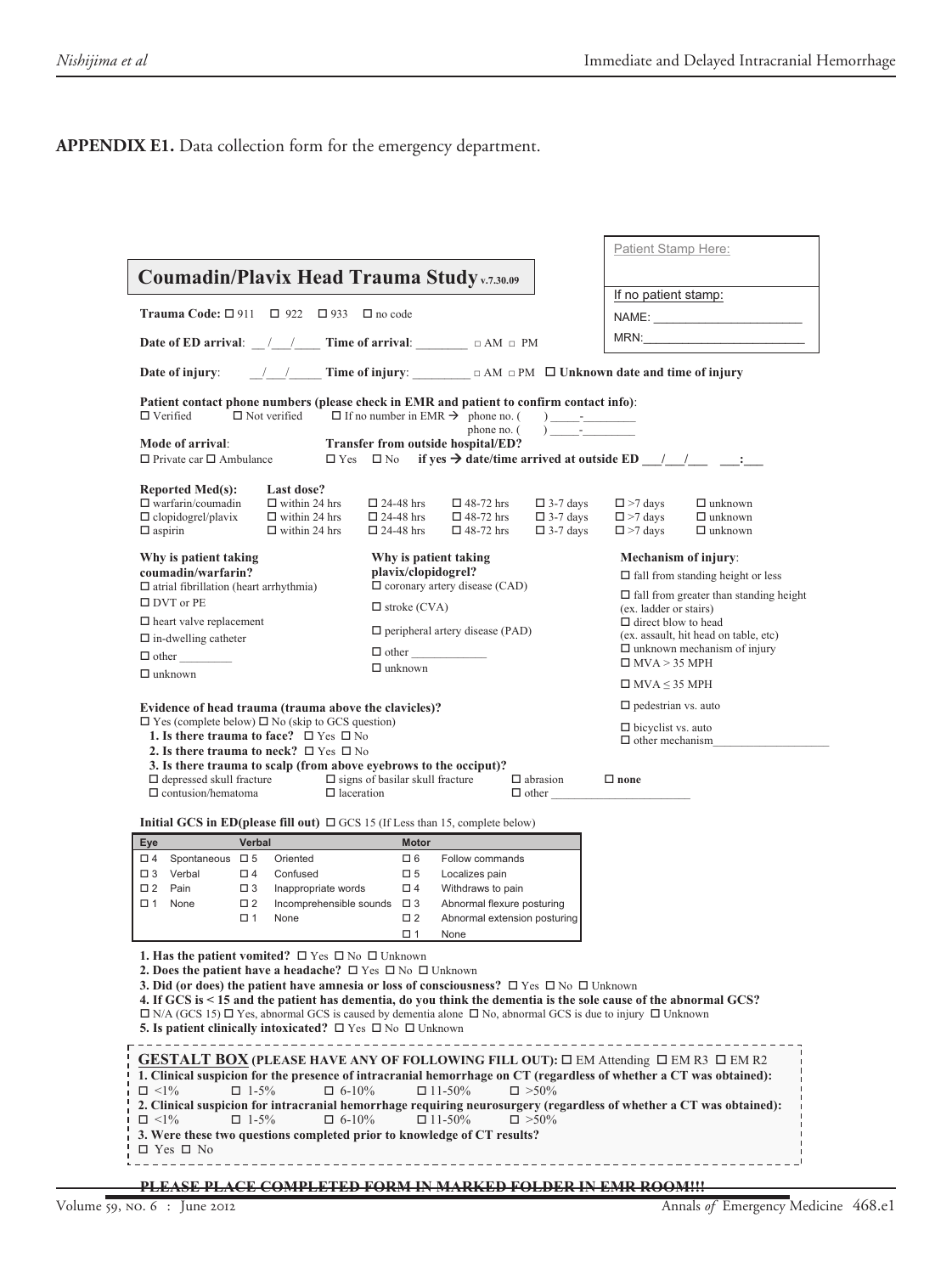**APPENDIX E1.** Data collection form for the emergency department.

Patient Stamp Here:

If no patient stamp:

NAME: ______________________

MRN: ________________________

## Coumadin/Plavix Head Trauma Study v.7.30.09

**Trauma Code:** ☐ 911 ☐ 922 ☐ 933 ☐ no code

**Date of ED arrival**: __/___/____ **Time of arrival**: ________ □ AM □ PM

**Date of injury**: __/___/_____ **Time of injury**: _________ □ AM □ PM ☐ **Unknown date and time of injury**

**Patient contact phone numbers (please check in EMR and patient to confirm contact info)**:
☐ Verified ☐ Not verified ☐ If no number in EMR → phone no. ( ) _____-________
phone no. ( ) _____-________

**Mode of arrival**:
☐ Private car ☐ Ambulance

**Transfer from outside hospital/ED?**
☐ Yes ☐ No **if yes → date/time arrived at outside ED ___/___/___ ___:___**

| **Reported Med(s):** | **Last dose?** | | | | | |
|---|---|---|---|---|---|---|
| ☐ warfarin/coumadin | ☐ within 24 hrs | ☐ 24-48 hrs | ☐ 48-72 hrs | ☐ 3-7 days | ☐ >7 days | ☐ unknown |
| ☐ clopidogrel/plavix | ☐ within 24 hrs | ☐ 24-48 hrs | ☐ 48-72 hrs | ☐ 3-7 days | ☐ >7 days | ☐ unknown |
| ☐ aspirin | ☐ within 24 hrs | ☐ 24-48 hrs | ☐ 48-72 hrs | ☐ 3-7 days | ☐ >7 days | ☐ unknown |

**Why is patient taking coumadin/warfarin?**
☐ atrial fibrillation (heart arrhythmia)
☐ DVT or PE
☐ heart valve replacement
☐ in-dwelling catheter
☐ other ________
☐ unknown

**Why is patient taking plavix/clopidogrel?**
☐ coronary artery disease (CAD)
☐ stroke (CVA)
☐ peripheral artery disease (PAD)
☐ other ____________
☐ unknown

**Mechanism of injury**:
☐ fall from standing height or less
☐ fall from greater than standing height (ex. ladder or stairs)
☐ direct blow to head (ex. assault, hit head on table, etc)
☐ unknown mechanism of injury
☐ MVA > 35 MPH
☐ MVA ≤ 35 MPH
☐ pedestrian vs. auto
☐ bicyclist vs. auto
☐ other mechanism__________________

**Evidence of head trauma (trauma above the clavicles)?**
☐ Yes (complete below) ☐ No (skip to GCS question)
**1. Is there trauma to face?** ☐ Yes ☐ No
**2. Is there trauma to neck?** ☐ Yes ☐ No
**3. Is there trauma to scalp (from above eyebrows to the occiput)?**
☐ depressed skull fracture ☐ signs of basilar skull fracture ☐ abrasion ☐ **none**
☐ contusion/hematoma ☐ laceration ☐ other _______________________

**Initial GCS in ED(please fill out)** ☐ GCS 15 (If Less than 15, complete below)

| Eye | | Verbal | | Motor | |
|---|---|---|---|---|---|
| ☐ 4 | Spontaneous | ☐ 5 | Oriented | ☐ 6 | Follow commands |
| ☐ 3 | Verbal | ☐ 4 | Confused | ☐ 5 | Localizes pain |
| ☐ 2 | Pain | ☐ 3 | Inappropriate words | ☐ 4 | Withdraws to pain |
| ☐ 1 | None | ☐ 2 | Incomprehensible sounds | ☐ 3 | Abnormal flexure posturing |
| | | ☐ 1 | None | ☐ 2 | Abnormal extension posturing |
| | | | | ☐ 1 | None |

**1. Has the patient vomited?** ☐ Yes ☐ No ☐ Unknown
**2. Does the patient have a headache?** ☐ Yes ☐ No ☐ Unknown
**3. Did (or does) the patient have amnesia or loss of consciousness?** ☐ Yes ☐ No ☐ Unknown
**4. If GCS is < 15 and the patient has dementia, do you think the dementia is the sole cause of the abnormal GCS?**
☐ N/A (GCS 15) ☐ Yes, abnormal GCS is caused by dementia alone ☐ No, abnormal GCS is due to injury ☐ Unknown
**5. Is patient clinically intoxicated?** ☐ Yes ☐ No ☐ Unknown

**GESTALT BOX (PLEASE HAVE ANY OF FOLLOWING FILL OUT):** ☐ EM Attending ☐ EM R3 ☐ EM R2
**1. Clinical suspicion for the presence of intracranial hemorrhage on CT (regardless of whether a CT was obtained):**
☐ <1% ☐ 1-5% ☐ 6-10% ☐ 11-50% ☐ >50%
**2. Clinical suspicion for intracranial hemorrhage requiring neurosurgery (regardless of whether a CT was obtained):**
☐ <1% ☐ 1-5% ☐ 6-10% ☐ 11-50% ☐ >50%
**3. Were these two questions completed prior to knowledge of CT results?**
☐ Yes ☐ No

**PLEASE PLACE COMPLETED FORM IN MARKED FOLDER IN EMR ROOM!!!**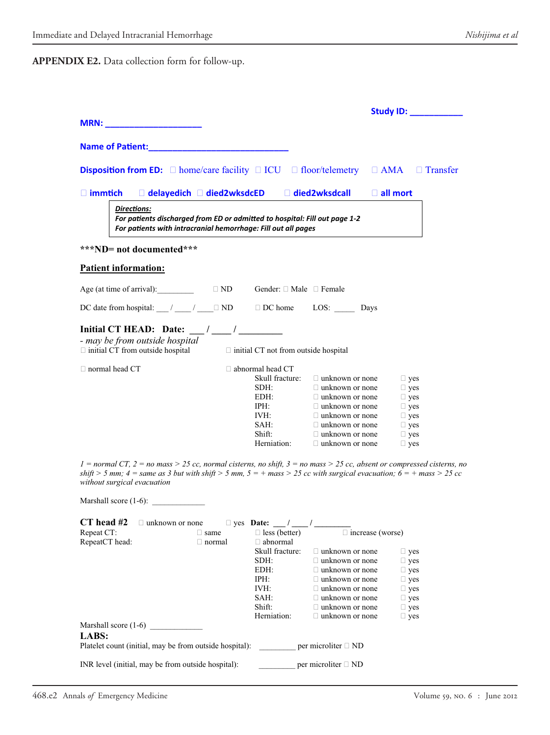**APPENDIX E2.** Data collection form for follow-up.

**Study ID: ___________**

**MRN: ____________________**

**Name of Patient:______________________________**

**Disposition from ED:** ☐ home/care facility ☐ ICU ☐ floor/telemetry ☐ AMA ☐ Transfer

☐ **immtich** ☐ **delayedich** ☐ **died2wksdcED** ☐ **died2wksdcall** ☐ **all mort**

> ***Directions:***
> ***For patients discharged from ED or admitted to hospital: Fill out page 1-2***
> ***For patients with intracranial hemorrhage: Fill out all pages***

**\*\*\*ND= not documented\*\*\***

**Patient information:**

Age (at time of arrival):_________ ☐ ND Gender: ☐ Male ☐ Female

DC date from hospital: ___ / ____ / ____ ☐ ND ☐ DC home LOS: _____ Days

**Initial CT HEAD: Date: ___ / ____ / _________**

*- may be from outside hospital*

☐ initial CT from outside hospital ☐ initial CT not from outside hospital

☐ normal head CT ☐ abnormal head CT

| | | |
|---|---|---|
| Skull fracture: | ☐ unknown or none | ☐ yes |
| SDH: | ☐ unknown or none | ☐ yes |
| EDH: | ☐ unknown or none | ☐ yes |
| IPH: | ☐ unknown or none | ☐ yes |
| IVH: | ☐ unknown or none | ☐ yes |
| SAH: | ☐ unknown or none | ☐ yes |
| Shift: | ☐ unknown or none | ☐ yes |
| Herniation: | ☐ unknown or none | ☐ yes |

*1 = normal CT, 2 = no mass > 25 cc, normal cisterns, no shift, 3 = no mass > 25 cc, absent or compressed cisterns, no shift > 5 mm; 4 = same as 3 but with shift > 5 mm, 5 = + mass > 25 cc with surgical evacuation; 6 = + mass > 25 cc without surgical evacuation*

Marshall score (1-6): ____________

**CT head #2** ☐ unknown or none ☐ yes **Date:** ___ / ____ / _________

Repeat CT: ☐ same ☐ less (better) ☐ increase (worse)

RepeatCT head: ☐ normal ☐ abnormal

| | | |
|---|---|---|
| Skull fracture: | ☐ unknown or none | ☐ yes |
| SDH: | ☐ unknown or none | ☐ yes |
| EDH: | ☐ unknown or none | ☐ yes |
| IPH: | ☐ unknown or none | ☐ yes |
| IVH: | ☐ unknown or none | ☐ yes |
| SAH: | ☐ unknown or none | ☐ yes |
| Shift: | ☐ unknown or none | ☐ yes |
| Herniation: | ☐ unknown or none | ☐ yes |

Marshall score (1-6) ____________

**LABS:**

Platelet count (initial, may be from outside hospital): _________ per microliter ☐ ND

INR level (initial, may be from outside hospital): _________ per microliter ☐ ND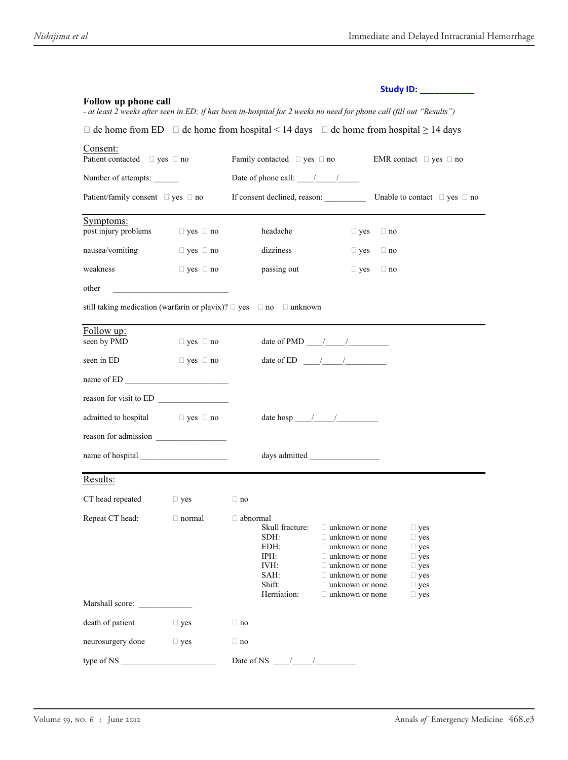**Study ID: ___________**

**Follow up phone call**

*- at least 2 weeks after seen in ED; if has been in-hospital for 2 weeks no need for phone call (fill out "Results")*

☐ dc home from ED ☐ dc home from hospital < 14 days ☐ dc home from hospital ≥ 14 days

**Consent:**

Patient contacted ☐ yes ☐ no Family contacted ☐ yes ☐ no EMR contact ☐ yes ☐ no

Number of attempts: ______ Date of phone call: ____/_____/_____

Patient/family consent ☐ yes ☐ no If consent declined, reason: __________ Unable to contact ☐ yes ☐ no

**Symptoms:**

| | | | |
|---|---|---|---|
| post injury problems | ☐ yes ☐ no | headache | ☐ yes ☐ no |
| nausea/vomiting | ☐ yes ☐ no | dizziness | ☐ yes ☐ no |
| weakness | ☐ yes ☐ no | passing out | ☐ yes ☐ no |

other ____________________________

still taking medication (warfarin or plavix)? ☐ yes ☐ no ☐ unknown

**Follow up:**

seen by PMD ☐ yes ☐ no date of PMD ____/_____/__________

seen in ED ☐ yes ☐ no date of ED ____/_____/__________

name of ED _________________________

reason for visit to ED _________________

admitted to hospital ☐ yes ☐ no date hosp ____/_____/__________

reason for admission _________________

name of hospital _____________________ days admitted _________________

**Results:**

CT head repeated ☐ yes ☐ no

Repeat CT head: ☐ normal ☐ abnormal

| | | |
|---|---|---|
| Skull fracture: | ☐ unknown or none | ☐ yes |
| SDH: | ☐ unknown or none | ☐ yes |
| EDH: | ☐ unknown or none | ☐ yes |
| IPH: | ☐ unknown or none | ☐ yes |
| IVH: | ☐ unknown or none | ☐ yes |
| SAH: | ☐ unknown or none | ☐ yes |
| Shift: | ☐ unknown or none | ☐ yes |
| Herniation: | ☐ unknown or none | ☐ yes |

Marshall score: _____________

death of patient ☐ yes ☐ no

neurosurgery done ☐ yes ☐ no

type of NS _______________________ Date of NS ____/_____/__________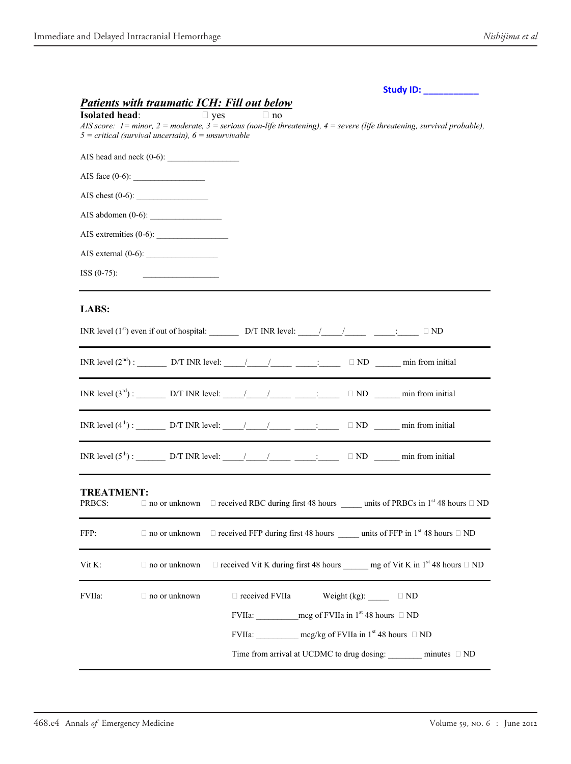**Study ID: ___________**

***Patients with traumatic ICH: Fill out below***

**Isolated head**: ☐ yes ☐ no

*AIS score: 1= minor, 2 = moderate, 3 = serious (non-life threatening), 4 = severe (life threatening, survival probable), 5 = critical (survival uncertain), 6 = unsurvivable*

AIS head and neck (0-6): ________________

AIS face (0-6): ________________

AIS chest (0-6): ________________

AIS abdomen (0-6): ________________

AIS extremities (0-6): ________________

AIS external (0-6): ________________

ISS (0-75): ________________

---

**LABS:**

INR level (1st) even if out of hospital: _______ D/T INR level: _____/_____/_____ _____:_____ ☐ ND

---

INR level (2nd) : _______ D/T INR level: _____/_____/_____ _____:_____ ☐ ND ______ min from initial

---

INR level (3rd) : _______ D/T INR level: _____/_____/_____ _____:_____ ☐ ND ______ min from initial

---

INR level (4th) : _______ D/T INR level: _____/_____/_____ _____:_____ ☐ ND ______ min from initial

---

INR level (5th) : _______ D/T INR level: _____/_____/_____ _____:_____ ☐ ND ______ min from initial

---

**TREATMENT:**

PRBCS: ☐ no or unknown ☐ received RBC during first 48 hours _____ units of PRBCs in 1st 48 hours ☐ ND

---

FFP: ☐ no or unknown ☐ received FFP during first 48 hours _____ units of FFP in 1st 48 hours ☐ ND

---

Vit K: ☐ no or unknown ☐ received Vit K during first 48 hours ______ mg of Vit K in 1st 48 hours ☐ ND

---

FVIIa: ☐ no or unknown ☐ received FVIIa Weight (kg): _____ ☐ ND

FVIIa: __________mcg of FVIIa in 1st 48 hours ☐ ND

FVIIa: __________ mcg/kg of FVIIa in 1st 48 hours ☐ ND

Time from arrival at UCDMC to drug dosing: ________ minutes ☐ ND

---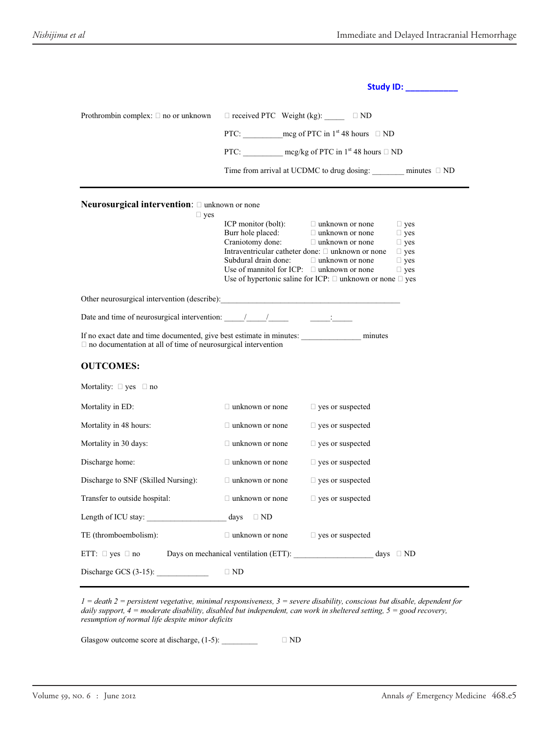**Study ID: ___________**

Prothrombin complex: □ no or unknown  □ received PTC  Weight (kg): _____  □ ND

PTC: __________mcg of PTC in 1st 48 hours  □ ND

PTC: __________ mcg/kg of PTC in 1st 48 hours □ ND

Time from arrival at UCDMC to drug dosing: ________ minutes □ ND

---

**Neurosurgical intervention**: □ unknown or none
□ yes

| | | |
|---|---|---|
| ICP monitor (bolt): | □ unknown or none | □ yes |
| Burr hole placed: | □ unknown or none | □ yes |
| Craniotomy done: | □ unknown or none | □ yes |
| Intraventricular catheter done: | □ unknown or none | □ yes |
| Subdural drain done: | □ unknown or none | □ yes |
| Use of mannitol for ICP: | □ unknown or none | □ yes |
| Use of hypertonic saline for ICP: | □ unknown or none | □ yes |

Other neurosurgical intervention (describe):_____________________________________________

Date and time of neurosurgical intervention: _____/_____/_____  _____:_____

If no exact date and time documented, give best estimate in minutes: _______________ minutes
□ no documentation at all of time of neurosurgical intervention

## OUTCOMES:

Mortality: □ yes □ no

| | | |
|---|---|---|
| Mortality in ED: | □ unknown or none | □ yes or suspected |
| Mortality in 48 hours: | □ unknown or none | □ yes or suspected |
| Mortality in 30 days: | □ unknown or none | □ yes or suspected |
| Discharge home: | □ unknown or none | □ yes or suspected |
| Discharge to SNF (Skilled Nursing): | □ unknown or none | □ yes or suspected |
| Transfer to outside hospital: | □ unknown or none | □ yes or suspected |

Length of ICU stay: ___________________ days □ ND

TE (thromboembolism): □ unknown or none □ yes or suspected

ETT: □ yes □ no  Days on mechanical ventilation (ETT): ___________________ days □ ND

Discharge GCS (3-15): _____________ □ ND

---

*1 = death 2 = persistent vegetative, minimal responsiveness, 3 = severe disability, conscious but disable, dependent for daily support, 4 = moderate disability, disabled but independent, can work in sheltered setting, 5 = good recovery, resumption of normal life despite minor deficits*

Glasgow outcome score at discharge, (1-5): _________  □ ND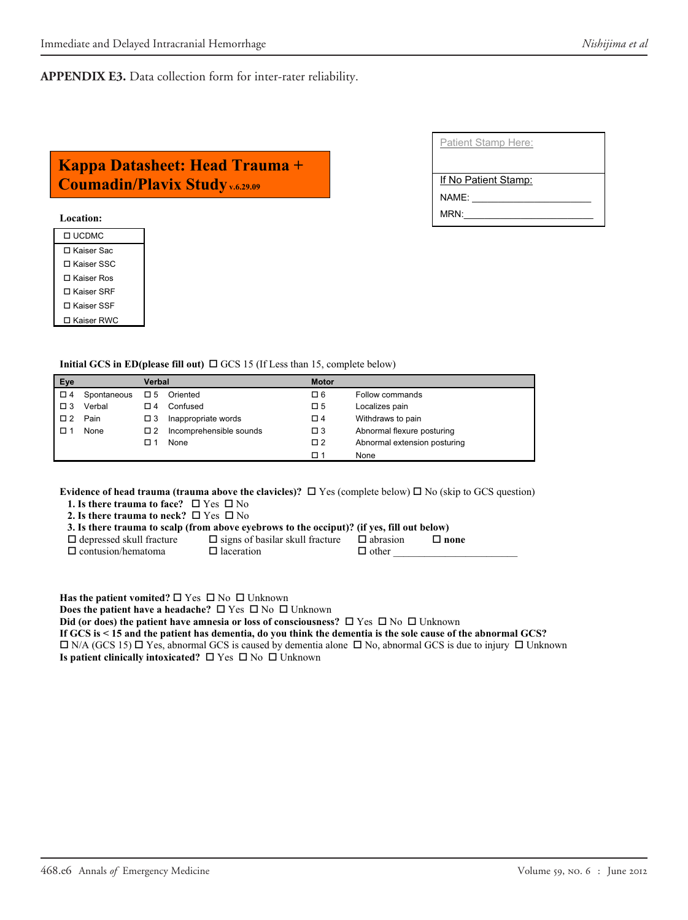**APPENDIX E3.** Data collection form for inter-rater reliability.

## Kappa Datasheet: Head Trauma + Coumadin/Plavix Study v.6.29.09

| Patient Stamp Here: |
|---|
| If No Patient Stamp: |
| NAME: ______________________ |
| MRN:________________________ |

**Location:**

| ☐ UCDMC |
|---|
| ☐ Kaiser Sac |
| ☐ Kaiser SSC |
| ☐ Kaiser Ros |
| ☐ Kaiser SRF |
| ☐ Kaiser SSF |
| ☐ Kaiser RWC |

**Initial GCS in ED(please fill out)** ☐ GCS 15 (If Less than 15, complete below)

| Eye | | Verbal | | Motor | |
|---|---|---|---|---|---|
| ☐ 4 | Spontaneous | ☐ 5 | Oriented | ☐ 6 | Follow commands |
| ☐ 3 | Verbal | ☐ 4 | Confused | ☐ 5 | Localizes pain |
| ☐ 2 | Pain | ☐ 3 | Inappropriate words | ☐ 4 | Withdraws to pain |
| ☐ 1 | None | ☐ 2 | Incomprehensible sounds | ☐ 3 | Abnormal flexure posturing |
| | | ☐ 1 | None | ☐ 2 | Abnormal extension posturing |
| | | | | ☐ 1 | None |

**Evidence of head trauma (trauma above the clavicles)?** ☐ Yes (complete below) ☐ No (skip to GCS question)

**1. Is there trauma to face?** ☐ Yes ☐ No

**2. Is there trauma to neck?** ☐ Yes ☐ No

**3. Is there trauma to scalp (from above eyebrows to the occiput)? (if yes, fill out below)**

☐ depressed skull fracture ☐ signs of basilar skull fracture ☐ abrasion ☐ **none**

☐ contusion/hematoma ☐ laceration ☐ other ________________________

**Has the patient vomited?** ☐ Yes ☐ No ☐ Unknown

**Does the patient have a headache?** ☐ Yes ☐ No ☐ Unknown

**Did (or does) the patient have amnesia or loss of consciousness?** ☐ Yes ☐ No ☐ Unknown

**If GCS is < 15 and the patient has dementia, do you think the dementia is the sole cause of the abnormal GCS?**

☐ N/A (GCS 15) ☐ Yes, abnormal GCS is caused by dementia alone ☐ No, abnormal GCS is due to injury ☐ Unknown

**Is patient clinically intoxicated?** ☐ Yes ☐ No ☐ Unknown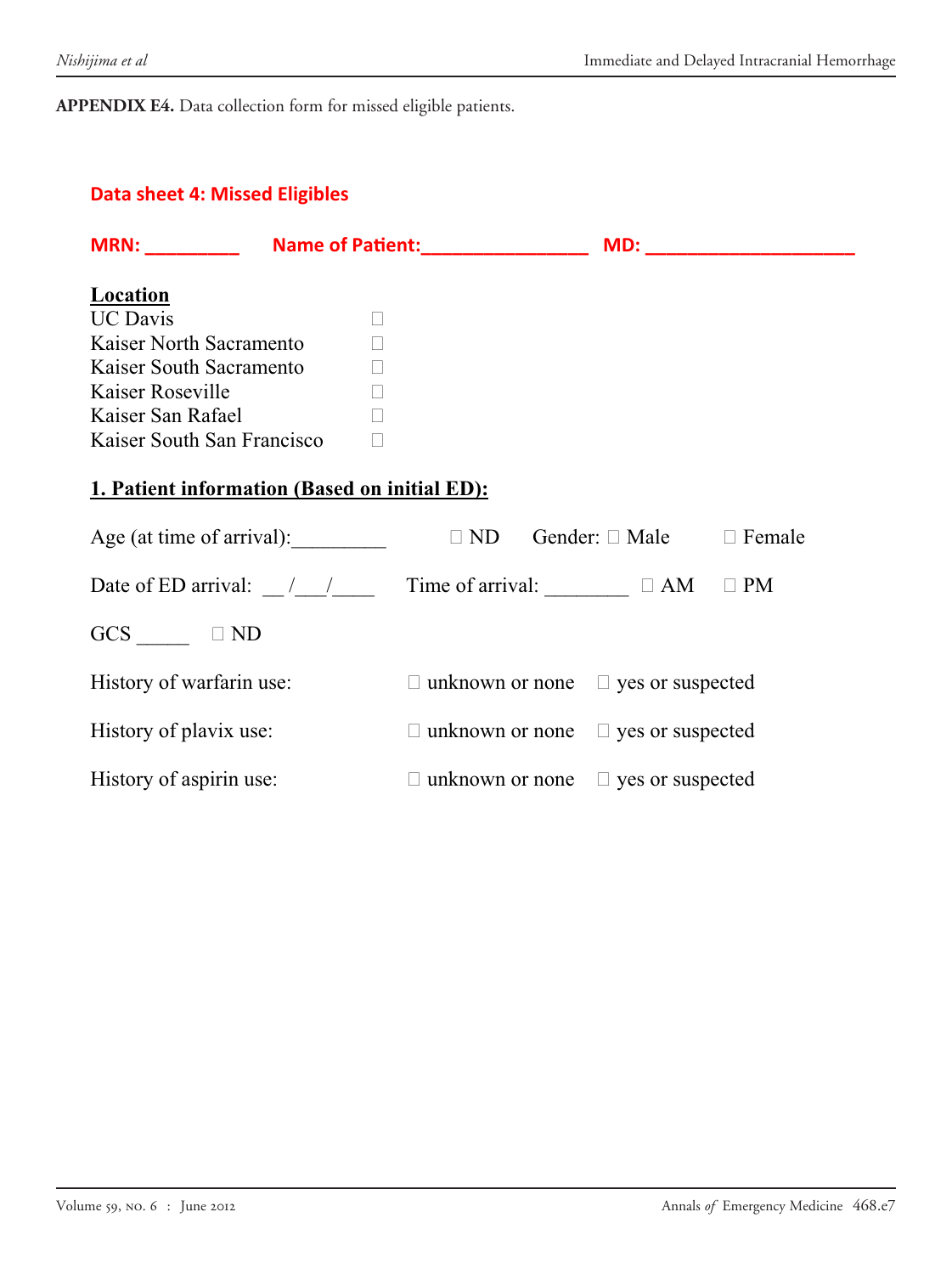**APPENDIX E4.** Data collection form for missed eligible patients.

## Data sheet 4: Missed Eligibles

**MRN: _________ Name of Patient:________________ MD: ____________________**

**Location**

UC Davis ☐
Kaiser North Sacramento ☐
Kaiser South Sacramento ☐
Kaiser Roseville ☐
Kaiser San Rafael ☐
Kaiser South San Francisco ☐

### 1. Patient information (Based on initial ED):

Age (at time of arrival):_________ ☐ ND Gender: ☐ Male ☐ Female

Date of ED arrival: __/___/____ Time of arrival: ________ ☐ AM ☐ PM

GCS _____ ☐ ND

History of warfarin use: ☐ unknown or none ☐ yes or suspected

History of plavix use: ☐ unknown or none ☐ yes or suspected

History of aspirin use: ☐ unknown or none ☐ yes or suspected